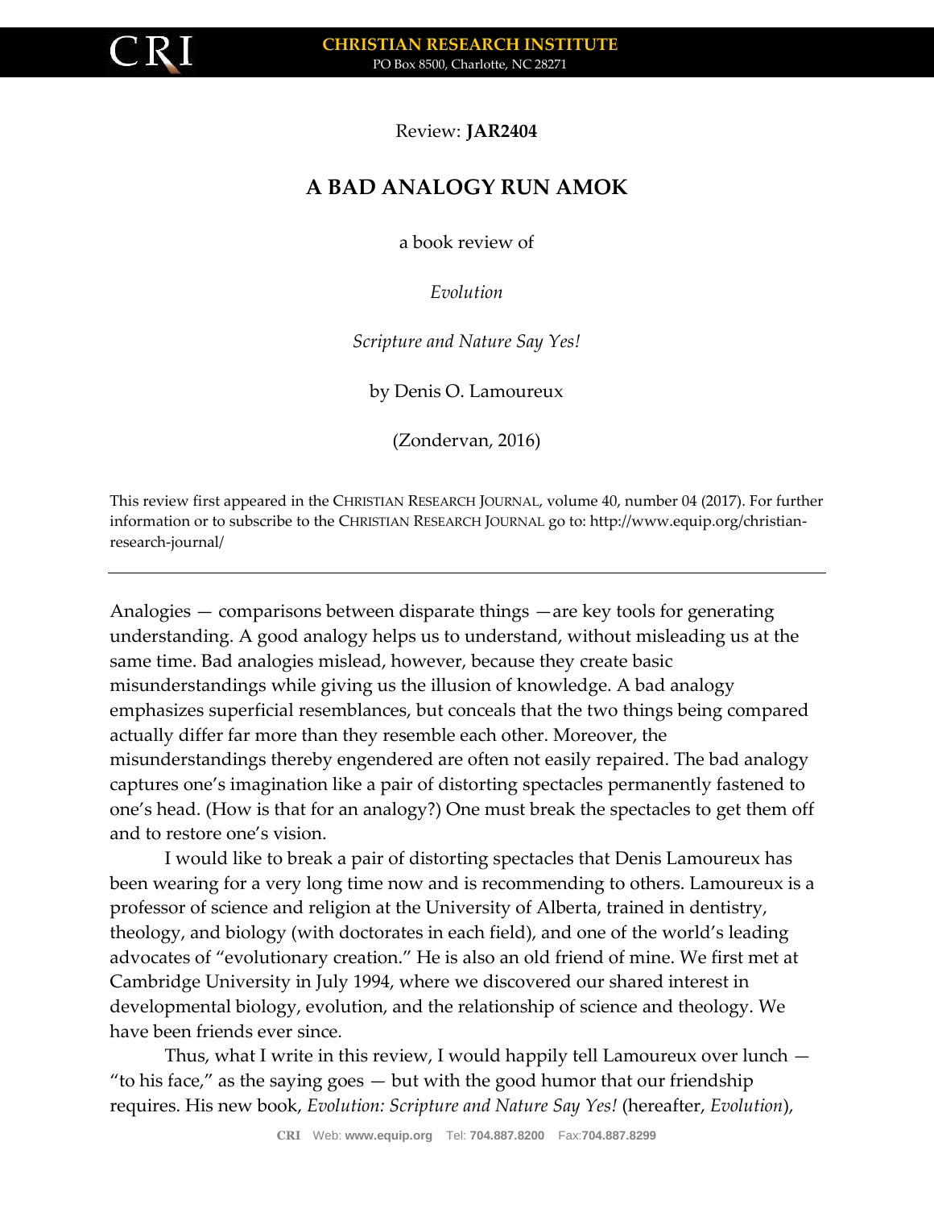Review: **JAR2404**

# A BAD ANALOGY RUN AMOK

a book review of

*Evolution*

*Scripture and Nature Say Yes!*

by Denis O. Lamoureux

(Zondervan, 2016)

This review first appeared in the CHRISTIAN RESEARCH JOURNAL, volume 40, number 04 (2017). For further information or to subscribe to the CHRISTIAN RESEARCH JOURNAL go to: http://www.equip.org/christian-research-journal/

---

Analogies — comparisons between disparate things —are key tools for generating understanding. A good analogy helps us to understand, without misleading us at the same time. Bad analogies mislead, however, because they create basic misunderstandings while giving us the illusion of knowledge. A bad analogy emphasizes superficial resemblances, but conceals that the two things being compared actually differ far more than they resemble each other. Moreover, the misunderstandings thereby engendered are often not easily repaired. The bad analogy captures one's imagination like a pair of distorting spectacles permanently fastened to one's head. (How is that for an analogy?) One must break the spectacles to get them off and to restore one's vision.

I would like to break a pair of distorting spectacles that Denis Lamoureux has been wearing for a very long time now and is recommending to others. Lamoureux is a professor of science and religion at the University of Alberta, trained in dentistry, theology, and biology (with doctorates in each field), and one of the world's leading advocates of "evolutionary creation." He is also an old friend of mine. We first met at Cambridge University in July 1994, where we discovered our shared interest in developmental biology, evolution, and the relationship of science and theology. We have been friends ever since.

Thus, what I write in this review, I would happily tell Lamoureux over lunch — "to his face," as the saying goes — but with the good humor that our friendship requires. His new book, *Evolution: Scripture and Nature Say Yes!* (hereafter, *Evolution*),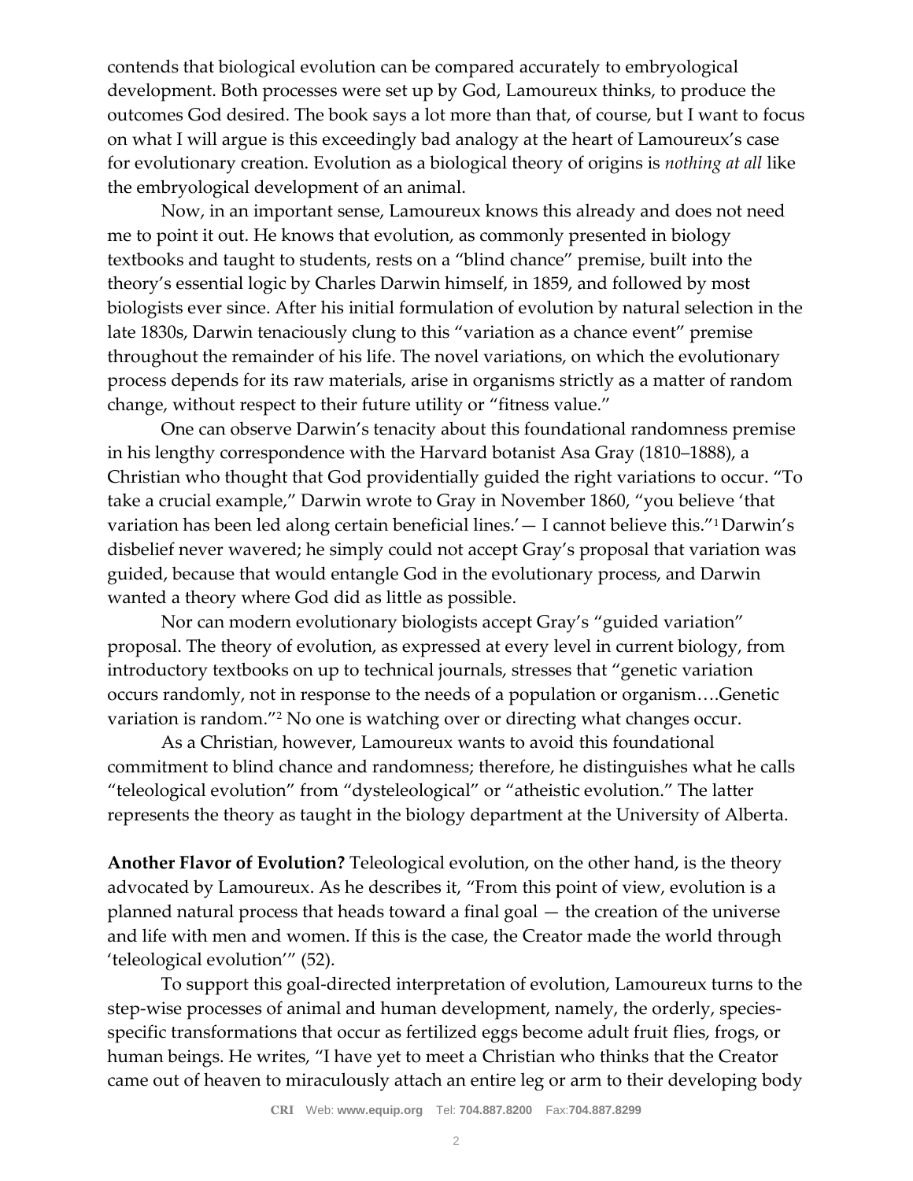contends that biological evolution can be compared accurately to embryological development. Both processes were set up by God, Lamoureux thinks, to produce the outcomes God desired. The book says a lot more than that, of course, but I want to focus on what I will argue is this exceedingly bad analogy at the heart of Lamoureux's case for evolutionary creation. Evolution as a biological theory of origins is *nothing at all* like the embryological development of an animal.

Now, in an important sense, Lamoureux knows this already and does not need me to point it out. He knows that evolution, as commonly presented in biology textbooks and taught to students, rests on a "blind chance" premise, built into the theory's essential logic by Charles Darwin himself, in 1859, and followed by most biologists ever since. After his initial formulation of evolution by natural selection in the late 1830s, Darwin tenaciously clung to this "variation as a chance event" premise throughout the remainder of his life. The novel variations, on which the evolutionary process depends for its raw materials, arise in organisms strictly as a matter of random change, without respect to their future utility or "fitness value."

One can observe Darwin's tenacity about this foundational randomness premise in his lengthy correspondence with the Harvard botanist Asa Gray (1810–1888), a Christian who thought that God providentially guided the right variations to occur. "To take a crucial example," Darwin wrote to Gray in November 1860, "you believe 'that variation has been led along certain beneficial lines.'— I cannot believe this."[1] Darwin's disbelief never wavered; he simply could not accept Gray's proposal that variation was guided, because that would entangle God in the evolutionary process, and Darwin wanted a theory where God did as little as possible.

Nor can modern evolutionary biologists accept Gray's "guided variation" proposal. The theory of evolution, as expressed at every level in current biology, from introductory textbooks on up to technical journals, stresses that "genetic variation occurs randomly, not in response to the needs of a population or organism….Genetic variation is random."[2] No one is watching over or directing what changes occur.

As a Christian, however, Lamoureux wants to avoid this foundational commitment to blind chance and randomness; therefore, he distinguishes what he calls "teleological evolution" from "dysteleological" or "atheistic evolution." The latter represents the theory as taught in the biology department at the University of Alberta.

**Another Flavor of Evolution?** Teleological evolution, on the other hand, is the theory advocated by Lamoureux. As he describes it, "From this point of view, evolution is a planned natural process that heads toward a final goal — the creation of the universe and life with men and women. If this is the case, the Creator made the world through 'teleological evolution'" (52).

To support this goal-directed interpretation of evolution, Lamoureux turns to the step-wise processes of animal and human development, namely, the orderly, species-specific transformations that occur as fertilized eggs become adult fruit flies, frogs, or human beings. He writes, "I have yet to meet a Christian who thinks that the Creator came out of heaven to miraculously attach an entire leg or arm to their developing body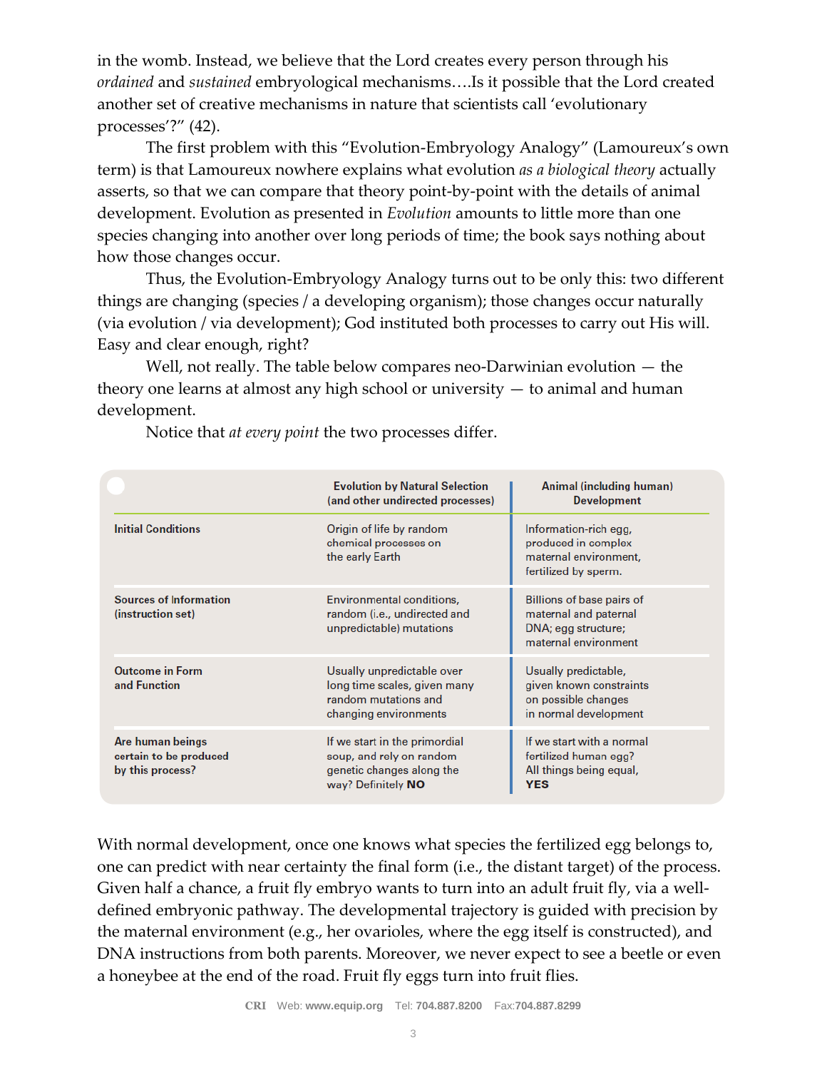in the womb. Instead, we believe that the Lord creates every person through his *ordained* and *sustained* embryological mechanisms….Is it possible that the Lord created another set of creative mechanisms in nature that scientists call 'evolutionary processes'?" (42).

The first problem with this "Evolution-Embryology Analogy" (Lamoureux's own term) is that Lamoureux nowhere explains what evolution *as a biological theory* actually asserts, so that we can compare that theory point-by-point with the details of animal development. Evolution as presented in *Evolution* amounts to little more than one species changing into another over long periods of time; the book says nothing about how those changes occur.

Thus, the Evolution-Embryology Analogy turns out to be only this: two different things are changing (species / a developing organism); those changes occur naturally (via evolution / via development); God instituted both processes to carry out His will. Easy and clear enough, right?

Well, not really. The table below compares neo-Darwinian evolution — the theory one learns at almost any high school or university — to animal and human development.

Notice that *at every point* the two processes differ.

| | **Evolution by Natural Selection (and other undirected processes)** | **Animal (including human) Development** |
|---|---|---|
| **Initial Conditions** | Origin of life by random chemical processes on the early Earth | Information-rich egg, produced in complex maternal environment, fertilized by sperm. |
| **Sources of Information (instruction set)** | Environmental conditions, random (i.e., undirected and unpredictable) mutations | Billions of base pairs of maternal and paternal DNA; egg structure; maternal environment |
| **Outcome in Form and Function** | Usually unpredictable over long time scales, given many random mutations and changing environments | Usually predictable, given known constraints on possible changes in normal development |
| **Are human beings certain to be produced by this process?** | If we start in the primordial soup, and rely on random genetic changes along the way? Definitely **NO** | If we start with a normal fertilized human egg? All things being equal, **YES** |

With normal development, once one knows what species the fertilized egg belongs to, one can predict with near certainty the final form (i.e., the distant target) of the process. Given half a chance, a fruit fly embryo wants to turn into an adult fruit fly, via a well-defined embryonic pathway. The developmental trajectory is guided with precision by the maternal environment (e.g., her ovarioles, where the egg itself is constructed), and DNA instructions from both parents. Moreover, we never expect to see a beetle or even a honeybee at the end of the road. Fruit fly eggs turn into fruit flies.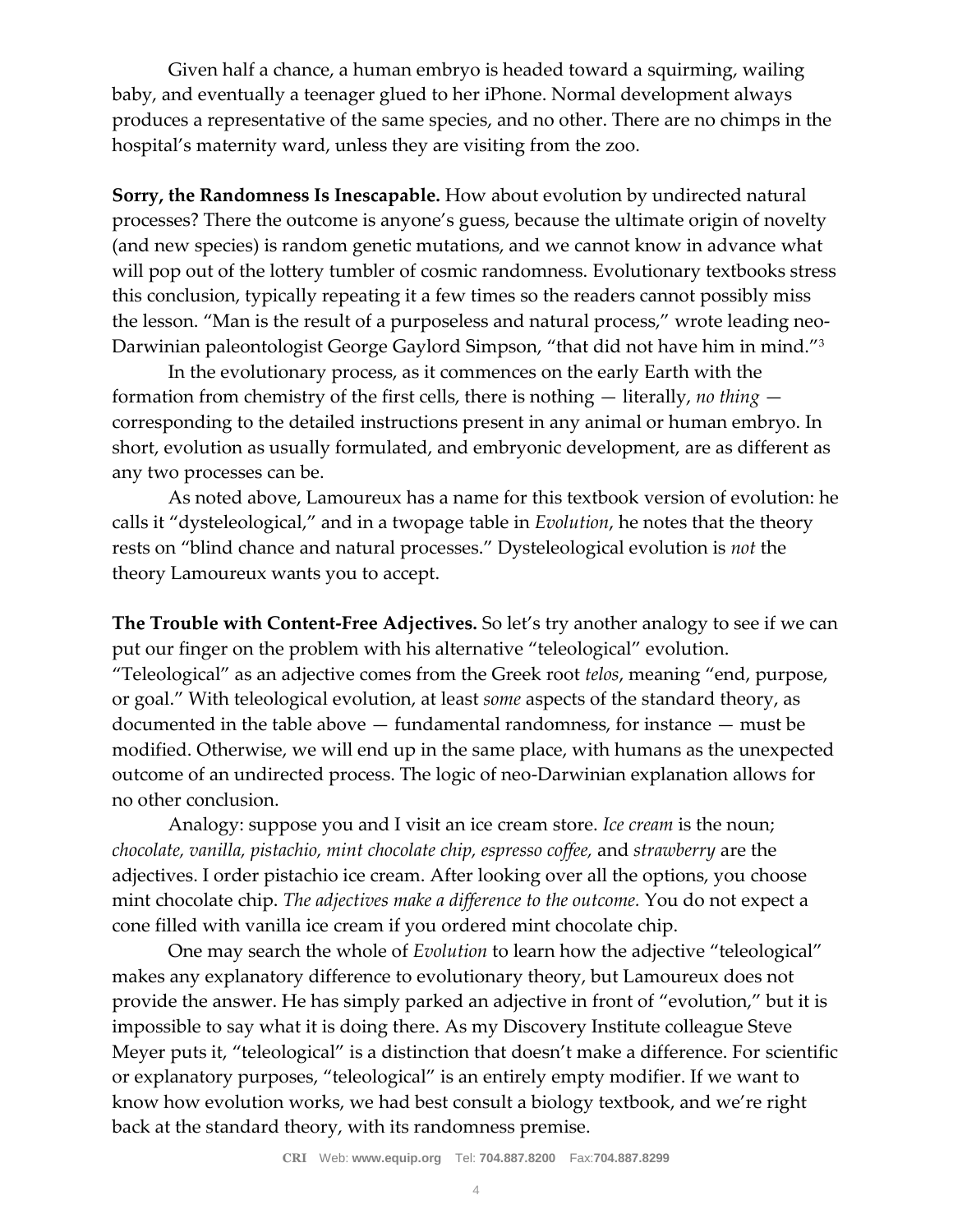Given half a chance, a human embryo is headed toward a squirming, wailing baby, and eventually a teenager glued to her iPhone. Normal development always produces a representative of the same species, and no other. There are no chimps in the hospital's maternity ward, unless they are visiting from the zoo.

**Sorry, the Randomness Is Inescapable.** How about evolution by undirected natural processes? There the outcome is anyone's guess, because the ultimate origin of novelty (and new species) is random genetic mutations, and we cannot know in advance what will pop out of the lottery tumbler of cosmic randomness. Evolutionary textbooks stress this conclusion, typically repeating it a few times so the readers cannot possibly miss the lesson. "Man is the result of a purposeless and natural process," wrote leading neo-Darwinian paleontologist George Gaylord Simpson, "that did not have him in mind."[3]

In the evolutionary process, as it commences on the early Earth with the formation from chemistry of the first cells, there is nothing — literally, *no thing* — corresponding to the detailed instructions present in any animal or human embryo. In short, evolution as usually formulated, and embryonic development, are as different as any two processes can be.

As noted above, Lamoureux has a name for this textbook version of evolution: he calls it "dysteleological," and in a twopage table in *Evolution*, he notes that the theory rests on "blind chance and natural processes." Dysteleological evolution is *not* the theory Lamoureux wants you to accept.

**The Trouble with Content-Free Adjectives.** So let's try another analogy to see if we can put our finger on the problem with his alternative "teleological" evolution. "Teleological" as an adjective comes from the Greek root *telos*, meaning "end, purpose, or goal." With teleological evolution, at least *some* aspects of the standard theory, as documented in the table above — fundamental randomness, for instance — must be modified. Otherwise, we will end up in the same place, with humans as the unexpected outcome of an undirected process. The logic of neo-Darwinian explanation allows for no other conclusion.

Analogy: suppose you and I visit an ice cream store. *Ice cream* is the noun; *chocolate, vanilla, pistachio, mint chocolate chip, espresso coffee,* and *strawberry* are the adjectives. I order pistachio ice cream. After looking over all the options, you choose mint chocolate chip. *The adjectives make a difference to the outcome.* You do not expect a cone filled with vanilla ice cream if you ordered mint chocolate chip.

One may search the whole of *Evolution* to learn how the adjective "teleological" makes any explanatory difference to evolutionary theory, but Lamoureux does not provide the answer. He has simply parked an adjective in front of "evolution," but it is impossible to say what it is doing there. As my Discovery Institute colleague Steve Meyer puts it, "teleological" is a distinction that doesn't make a difference. For scientific or explanatory purposes, "teleological" is an entirely empty modifier. If we want to know how evolution works, we had best consult a biology textbook, and we're right back at the standard theory, with its randomness premise.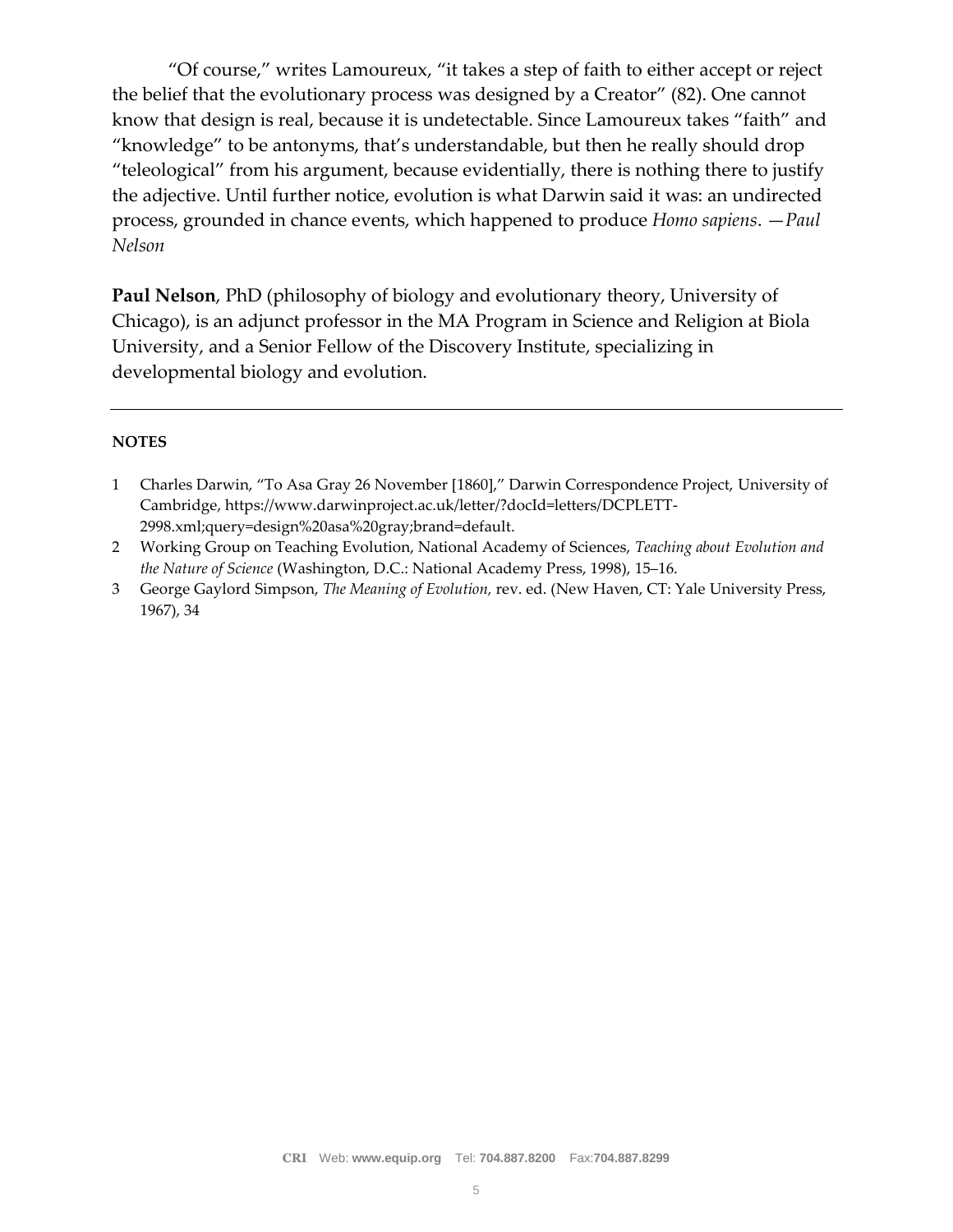"Of course," writes Lamoureux, "it takes a step of faith to either accept or reject the belief that the evolutionary process was designed by a Creator" (82). One cannot know that design is real, because it is undetectable. Since Lamoureux takes "faith" and "knowledge" to be antonyms, that's understandable, but then he really should drop "teleological" from his argument, because evidentially, there is nothing there to justify the adjective. Until further notice, evolution is what Darwin said it was: an undirected process, grounded in chance events, which happened to produce *Homo sapiens*. *—Paul Nelson*

**Paul Nelson**, PhD (philosophy of biology and evolutionary theory, University of Chicago), is an adjunct professor in the MA Program in Science and Religion at Biola University, and a Senior Fellow of the Discovery Institute, specializing in developmental biology and evolution.

---

**NOTES**

1. Charles Darwin, "To Asa Gray 26 November [1860]," Darwin Correspondence Project, University of Cambridge, https://www.darwinproject.ac.uk/letter/?docId=letters/DCPLETT-2998.xml;query=design%20asa%20gray;brand=default.
2. Working Group on Teaching Evolution, National Academy of Sciences, *Teaching about Evolution and the Nature of Science* (Washington, D.C.: National Academy Press, 1998), 15–16.
3. George Gaylord Simpson, *The Meaning of Evolution,* rev. ed. (New Haven, CT: Yale University Press, 1967), 34

**CRI** Web: **www.equip.org** Tel: **704.887.8200** Fax:**704.887.8299**